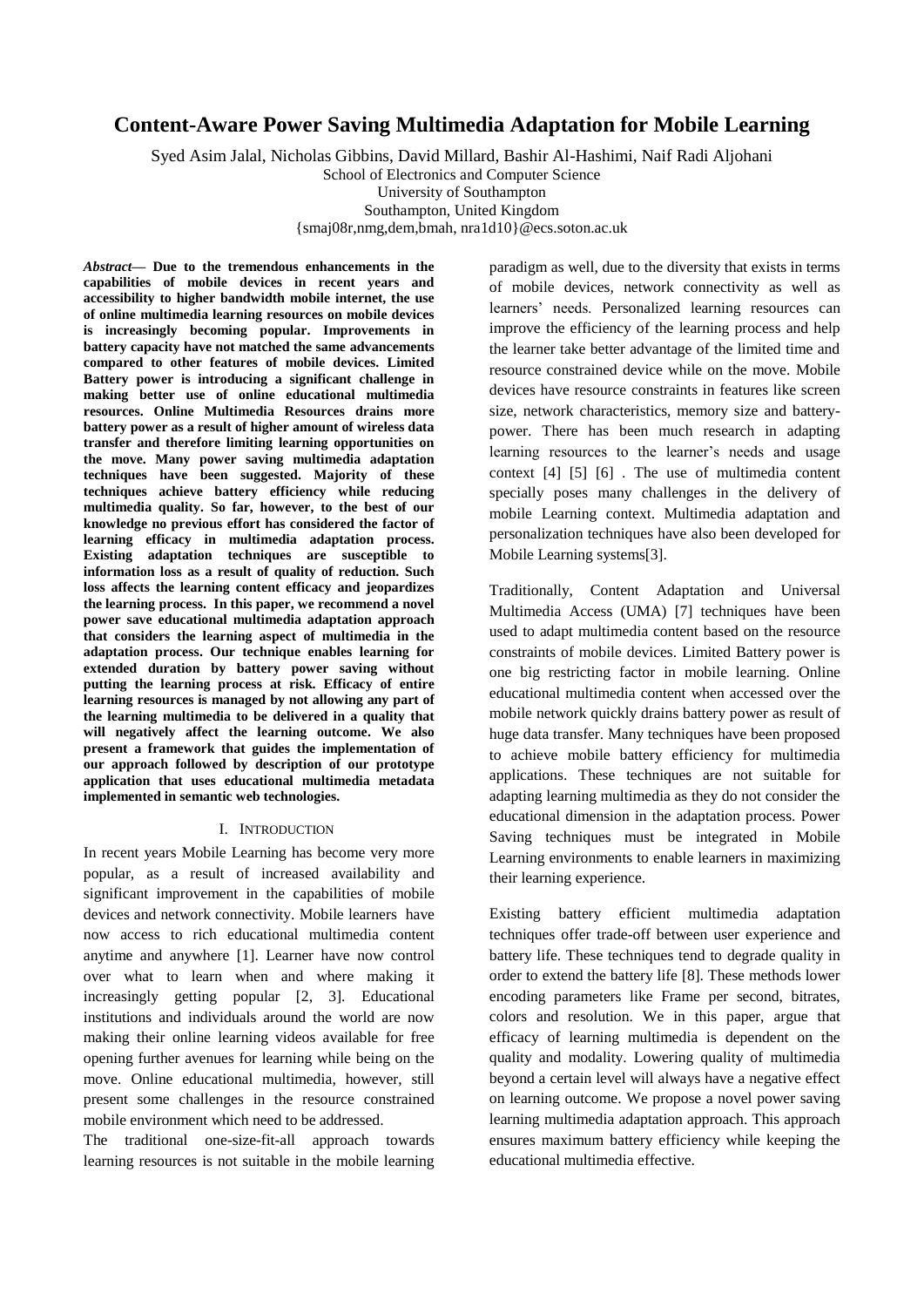# Content-Aware Power Saving Multimedia Adaptation for Mobile Learning

Syed Asim Jalal, Nicholas Gibbins, David Millard, Bashir Al-Hashimi, Naif Radi Aljohani
School of Electronics and Computer Science
University of Southampton
Southampton, United Kingdom
{smaj08r,nmg,dem,bmah, nra1d10}@ecs.soton.ac.uk

***Abstract*— Due to the tremendous enhancements in the capabilities of mobile devices in recent years and accessibility to higher bandwidth mobile internet, the use of online multimedia learning resources on mobile devices is increasingly becoming popular. Improvements in battery capacity have not matched the same advancements compared to other features of mobile devices. Limited Battery power is introducing a significant challenge in making better use of online educational multimedia resources. Online Multimedia Resources drains more battery power as a result of higher amount of wireless data transfer and therefore limiting learning opportunities on the move. Many power saving multimedia adaptation techniques have been suggested. Majority of these techniques achieve battery efficiency while reducing multimedia quality. So far, however, to the best of our knowledge no previous effort has considered the factor of learning efficacy in multimedia adaptation process. Existing adaptation techniques are susceptible to information loss as a result of quality of reduction. Such loss affects the learning content efficacy and jeopardizes the learning process. In this paper, we recommend a novel power save educational multimedia adaptation approach that considers the learning aspect of multimedia in the adaptation process. Our technique enables learning for extended duration by battery power saving without putting the learning process at risk. Efficacy of entire learning resources is managed by not allowing any part of the learning multimedia to be delivered in a quality that will negatively affect the learning outcome. We also present a framework that guides the implementation of our approach followed by description of our prototype application that uses educational multimedia metadata implemented in semantic web technologies.**

## I. Introduction

In recent years Mobile Learning has become very more popular, as a result of increased availability and significant improvement in the capabilities of mobile devices and network connectivity. Mobile learners have now access to rich educational multimedia content anytime and anywhere [1]. Learner have now control over what to learn when and where making it increasingly getting popular [2, 3]. Educational institutions and individuals around the world are now making their online learning videos available for free opening further avenues for learning while being on the move. Online educational multimedia, however, still present some challenges in the resource constrained mobile environment which need to be addressed.

The traditional one-size-fit-all approach towards learning resources is not suitable in the mobile learning paradigm as well, due to the diversity that exists in terms of mobile devices, network connectivity as well as learners' needs. Personalized learning resources can improve the efficiency of the learning process and help the learner take better advantage of the limited time and resource constrained device while on the move. Mobile devices have resource constraints in features like screen size, network characteristics, memory size and battery-power. There has been much research in adapting learning resources to the learner's needs and usage context [4] [5] [6] . The use of multimedia content specially poses many challenges in the delivery of mobile Learning context. Multimedia adaptation and personalization techniques have also been developed for Mobile Learning systems[3].

Traditionally, Content Adaptation and Universal Multimedia Access (UMA) [7] techniques have been used to adapt multimedia content based on the resource constraints of mobile devices. Limited Battery power is one big restricting factor in mobile learning. Online educational multimedia content when accessed over the mobile network quickly drains battery power as result of huge data transfer. Many techniques have been proposed to achieve mobile battery efficiency for multimedia applications. These techniques are not suitable for adapting learning multimedia as they do not consider the educational dimension in the adaptation process. Power Saving techniques must be integrated in Mobile Learning environments to enable learners in maximizing their learning experience.

Existing battery efficient multimedia adaptation techniques offer trade-off between user experience and battery life. These techniques tend to degrade quality in order to extend the battery life [8]. These methods lower encoding parameters like Frame per second, bitrates, colors and resolution. We in this paper, argue that efficacy of learning multimedia is dependent on the quality and modality. Lowering quality of multimedia beyond a certain level will always have a negative effect on learning outcome. We propose a novel power saving learning multimedia adaptation approach. This approach ensures maximum battery efficiency while keeping the educational multimedia effective.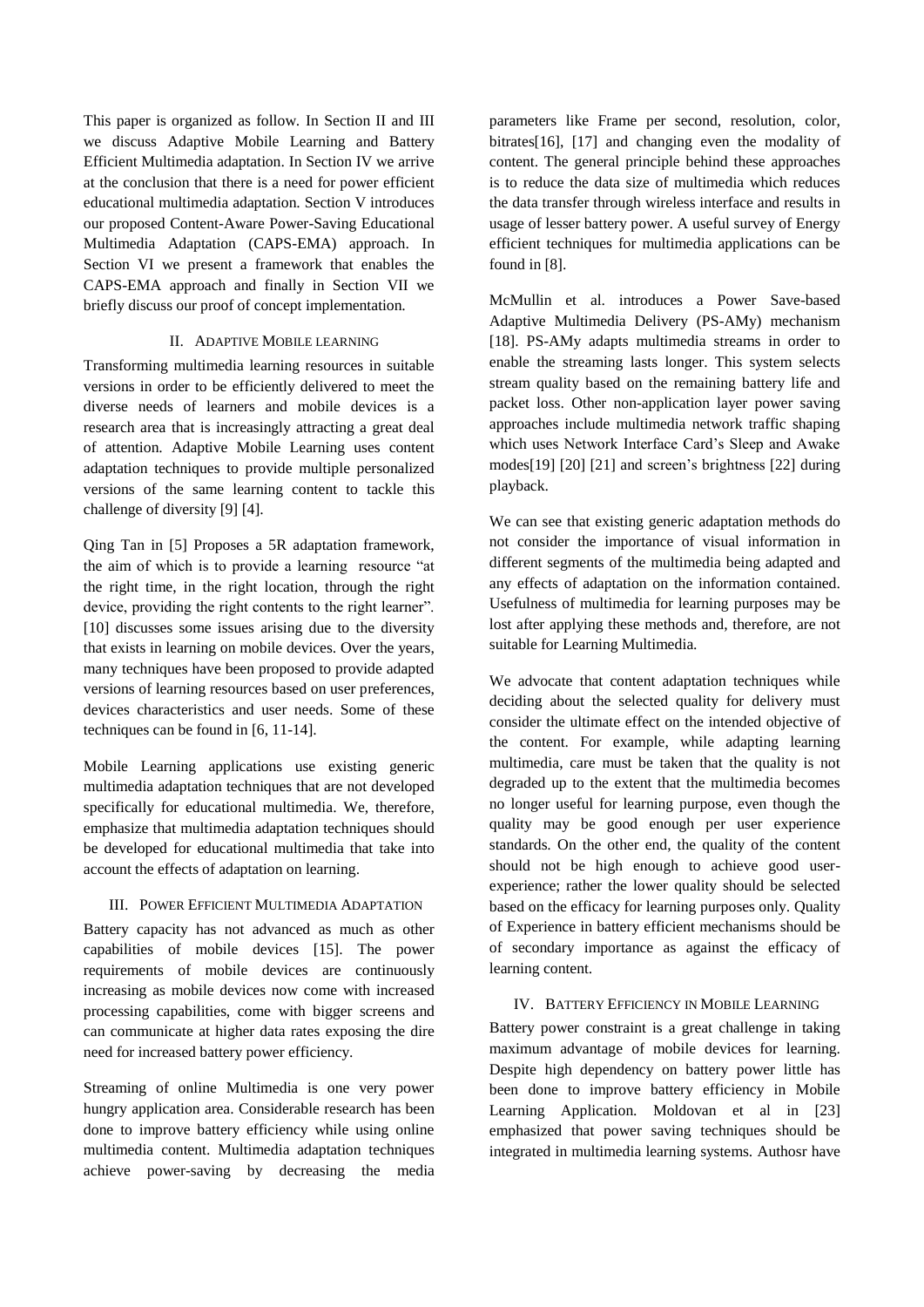This paper is organized as follow. In Section II and III we discuss Adaptive Mobile Learning and Battery Efficient Multimedia adaptation. In Section IV we arrive at the conclusion that there is a need for power efficient educational multimedia adaptation. Section V introduces our proposed Content-Aware Power-Saving Educational Multimedia Adaptation (CAPS-EMA) approach. In Section VI we present a framework that enables the CAPS-EMA approach and finally in Section VII we briefly discuss our proof of concept implementation.

## II. Adaptive Mobile Learning

Transforming multimedia learning resources in suitable versions in order to be efficiently delivered to meet the diverse needs of learners and mobile devices is a research area that is increasingly attracting a great deal of attention. Adaptive Mobile Learning uses content adaptation techniques to provide multiple personalized versions of the same learning content to tackle this challenge of diversity [9] [4].

Qing Tan in [5] Proposes a 5R adaptation framework, the aim of which is to provide a learning resource "at the right time, in the right location, through the right device, providing the right contents to the right learner". [10] discusses some issues arising due to the diversity that exists in learning on mobile devices. Over the years, many techniques have been proposed to provide adapted versions of learning resources based on user preferences, devices characteristics and user needs. Some of these techniques can be found in [6, 11-14].

Mobile Learning applications use existing generic multimedia adaptation techniques that are not developed specifically for educational multimedia. We, therefore, emphasize that multimedia adaptation techniques should be developed for educational multimedia that take into account the effects of adaptation on learning.

## III. Power Efficient Multimedia Adaptation

Battery capacity has not advanced as much as other capabilities of mobile devices [15]. The power requirements of mobile devices are continuously increasing as mobile devices now come with increased processing capabilities, come with bigger screens and can communicate at higher data rates exposing the dire need for increased battery power efficiency.

Streaming of online Multimedia is one very power hungry application area. Considerable research has been done to improve battery efficiency while using online multimedia content. Multimedia adaptation techniques achieve power-saving by decreasing the media parameters like Frame per second, resolution, color, bitrates[16], [17] and changing even the modality of content. The general principle behind these approaches is to reduce the data size of multimedia which reduces the data transfer through wireless interface and results in usage of lesser battery power. A useful survey of Energy efficient techniques for multimedia applications can be found in [8].

McMullin et al. introduces a Power Save-based Adaptive Multimedia Delivery (PS-AMy) mechanism [18]. PS-AMy adapts multimedia streams in order to enable the streaming lasts longer. This system selects stream quality based on the remaining battery life and packet loss. Other non-application layer power saving approaches include multimedia network traffic shaping which uses Network Interface Card's Sleep and Awake modes[19] [20] [21] and screen's brightness [22] during playback.

We can see that existing generic adaptation methods do not consider the importance of visual information in different segments of the multimedia being adapted and any effects of adaptation on the information contained. Usefulness of multimedia for learning purposes may be lost after applying these methods and, therefore, are not suitable for Learning Multimedia.

We advocate that content adaptation techniques while deciding about the selected quality for delivery must consider the ultimate effect on the intended objective of the content. For example, while adapting learning multimedia, care must be taken that the quality is not degraded up to the extent that the multimedia becomes no longer useful for learning purpose, even though the quality may be good enough per user experience standards. On the other end, the quality of the content should not be high enough to achieve good user-experience; rather the lower quality should be selected based on the efficacy for learning purposes only. Quality of Experience in battery efficient mechanisms should be of secondary importance as against the efficacy of learning content.

## IV. Battery Efficiency in Mobile Learning

Battery power constraint is a great challenge in taking maximum advantage of mobile devices for learning. Despite high dependency on battery power little has been done to improve battery efficiency in Mobile Learning Application. Moldovan et al in [23] emphasized that power saving techniques should be integrated in multimedia learning systems. Authosr have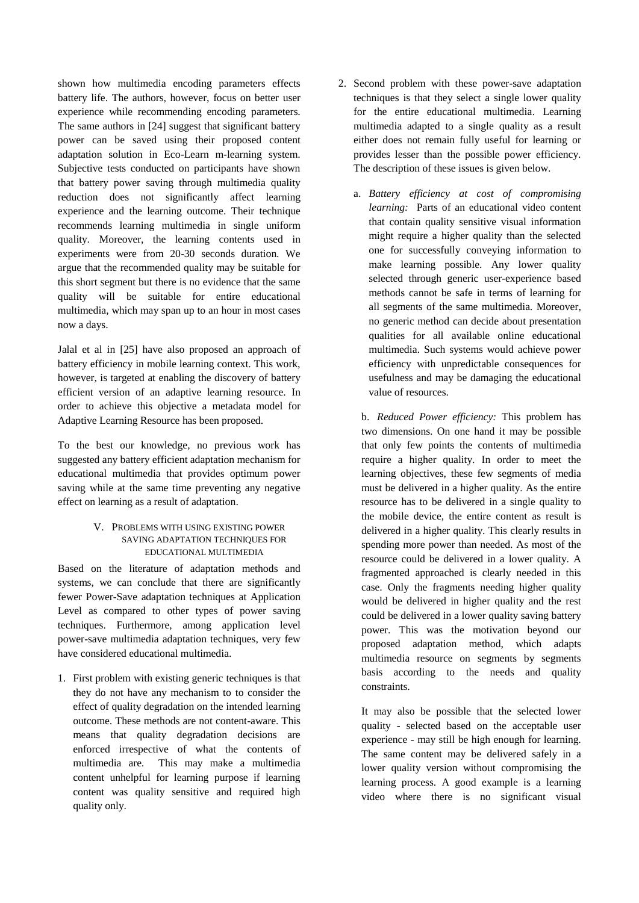shown how multimedia encoding parameters effects battery life. The authors, however, focus on better user experience while recommending encoding parameters. The same authors in [24] suggest that significant battery power can be saved using their proposed content adaptation solution in Eco-Learn m-learning system. Subjective tests conducted on participants have shown that battery power saving through multimedia quality reduction does not significantly affect learning experience and the learning outcome. Their technique recommends learning multimedia in single uniform quality. Moreover, the learning contents used in experiments were from 20-30 seconds duration. We argue that the recommended quality may be suitable for this short segment but there is no evidence that the same quality will be suitable for entire educational multimedia, which may span up to an hour in most cases now a days.

Jalal et al in [25] have also proposed an approach of battery efficiency in mobile learning context. This work, however, is targeted at enabling the discovery of battery efficient version of an adaptive learning resource. In order to achieve this objective a metadata model for Adaptive Learning Resource has been proposed.

To the best our knowledge, no previous work has suggested any battery efficient adaptation mechanism for educational multimedia that provides optimum power saving while at the same time preventing any negative effect on learning as a result of adaptation.

## V. Problems with using existing power saving adaptation techniques for educational multimedia

Based on the literature of adaptation methods and systems, we can conclude that there are significantly fewer Power-Save adaptation techniques at Application Level as compared to other types of power saving techniques. Furthermore, among application level power-save multimedia adaptation techniques, very few have considered educational multimedia.

1. First problem with existing generic techniques is that they do not have any mechanism to to consider the effect of quality degradation on the intended learning outcome. These methods are not content-aware. This means that quality degradation decisions are enforced irrespective of what the contents of multimedia are. This may make a multimedia content unhelpful for learning purpose if learning content was quality sensitive and required high quality only.

2. Second problem with these power-save adaptation techniques is that they select a single lower quality for the entire educational multimedia. Learning multimedia adapted to a single quality as a result either does not remain fully useful for learning or provides lesser than the possible power efficiency. The description of these issues is given below.

   a. *Battery efficiency at cost of compromising learning:* Parts of an educational video content that contain quality sensitive visual information might require a higher quality than the selected one for successfully conveying information to make learning possible. Any lower quality selected through generic user-experience based methods cannot be safe in terms of learning for all segments of the same multimedia. Moreover, no generic method can decide about presentation qualities for all available online educational multimedia. Such systems would achieve power efficiency with unpredictable consequences for usefulness and may be damaging the educational value of resources.

   b. *Reduced Power efficiency:* This problem has two dimensions. On one hand it may be possible that only few points the contents of multimedia require a higher quality. In order to meet the learning objectives, these few segments of media must be delivered in a higher quality. As the entire resource has to be delivered in a single quality to the mobile device, the entire content as result is delivered in a higher quality. This clearly results in spending more power than needed. As most of the resource could be delivered in a lower quality. A fragmented approached is clearly needed in this case. Only the fragments needing higher quality would be delivered in higher quality and the rest could be delivered in a lower quality saving battery power. This was the motivation beyond our proposed adaptation method, which adapts multimedia resource on segments by segments basis according to the needs and quality constraints.

   It may also be possible that the selected lower quality - selected based on the acceptable user experience - may still be high enough for learning. The same content may be delivered safely in a lower quality version without compromising the learning process. A good example is a learning video where there is no significant visual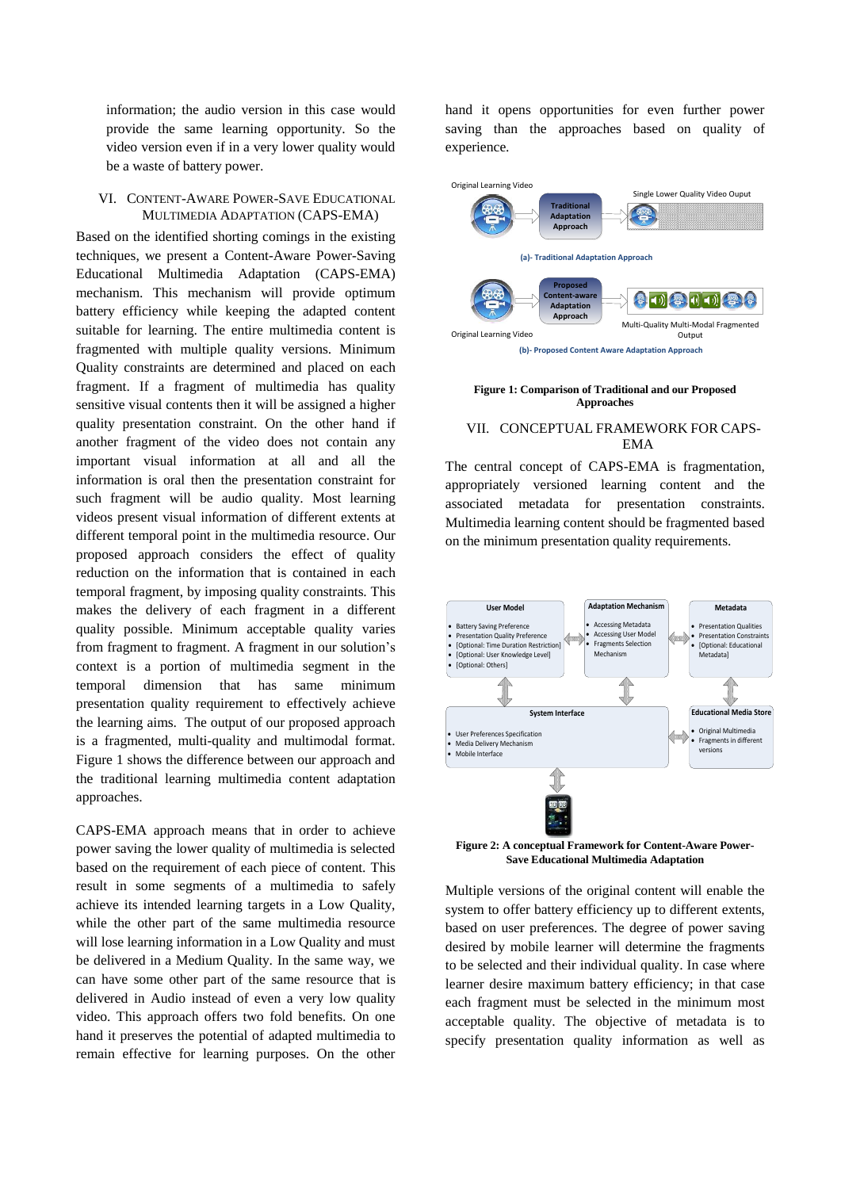information; the audio version in this case would provide the same learning opportunity. So the video version even if in a very lower quality would be a waste of battery power.

## VI. Content-Aware Power-Save Educational Multimedia Adaptation (CAPS-EMA)

Based on the identified shorting comings in the existing techniques, we present a Content-Aware Power-Saving Educational Multimedia Adaptation (CAPS-EMA) mechanism. This mechanism will provide optimum battery efficiency while keeping the adapted content suitable for learning. The entire multimedia content is fragmented with multiple quality versions. Minimum Quality constraints are determined and placed on each fragment. If a fragment of multimedia has quality sensitive visual contents then it will be assigned a higher quality presentation constraint. On the other hand if another fragment of the video does not contain any important visual information at all and all the information is oral then the presentation constraint for such fragment will be audio quality. Most learning videos present visual information of different extents at different temporal point in the multimedia resource. Our proposed approach considers the effect of quality reduction on the information that is contained in each temporal fragment, by imposing quality constraints. This makes the delivery of each fragment in a different quality possible. Minimum acceptable quality varies from fragment to fragment. A fragment in our solution's context is a portion of multimedia segment in the temporal dimension that has same minimum presentation quality requirement to effectively achieve the learning aims. The output of our proposed approach is a fragmented, multi-quality and multimodal format. Figure 1 shows the difference between our approach and the traditional learning multimedia content adaptation approaches.

CAPS-EMA approach means that in order to achieve power saving the lower quality of multimedia is selected based on the requirement of each piece of content. This result in some segments of a multimedia to safely achieve its intended learning targets in a Low Quality, while the other part of the same multimedia resource will lose learning information in a Low Quality and must be delivered in a Medium Quality. In the same way, we can have some other part of the same resource that is delivered in Audio instead of even a very low quality video. This approach offers two fold benefits. On one hand it preserves the potential of adapted multimedia to remain effective for learning purposes. On the other hand it opens opportunities for even further power saving than the approaches based on quality of experience.

Original Learning Video
Traditional Adaptation Approach
Single Lower Quality Video Ouput
(a)- Traditional Adaptation Approach

Original Learning Video
Proposed Content-aware Adaptation Approach
Multi-Quality Multi-Modal Fragmented Output
(b)- Proposed Content Aware Adaptation Approach

**Figure 1: Comparison of Traditional and our Proposed Approaches**

## VII. Conceptual Framework for CAPS-EMA

The central concept of CAPS-EMA is fragmentation, appropriately versioned learning content and the associated metadata for presentation constraints. Multimedia learning content should be fragmented based on the minimum presentation quality requirements.

User Model
- Battery Saving Preference
- Presentation Quality Preference
- [Optional: Time Duration Restriction]
- [Optional: User Knowledge Level]
- [Optional: Others]

Adaptation Mechanism
- Accessing Metadata
- Accessing User Model
- Fragments Selection Mechanism

Metadata
- Presentation Qualities
- Presentation Constraints
- [Optional: Educational Metadata]

System Interface
- User Preferences Specification
- Media Delivery Mechanism
- Mobile Interface

Educational Media Store
- Original Multimedia
- Fragments in different versions

**Figure 2: A conceptual Framework for Content-Aware Power-Save Educational Multimedia Adaptation**

Multiple versions of the original content will enable the system to offer battery efficiency up to different extents, based on user preferences. The degree of power saving desired by mobile learner will determine the fragments to be selected and their individual quality. In case where learner desire maximum battery efficiency; in that case each fragment must be selected in the minimum most acceptable quality. The objective of metadata is to specify presentation quality information as well as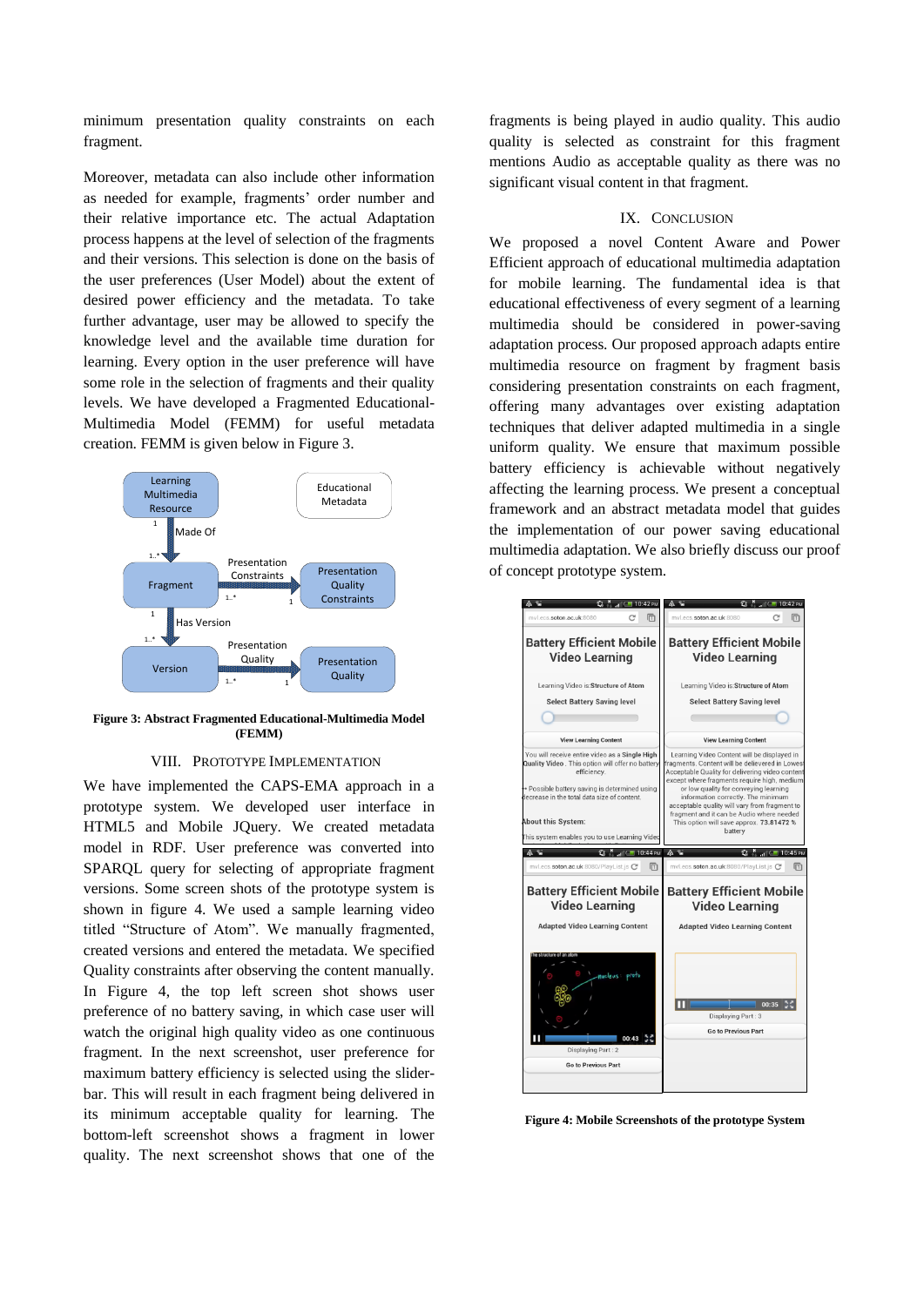minimum presentation quality constraints on each fragment.

Moreover, metadata can also include other information as needed for example, fragments' order number and their relative importance etc. The actual Adaptation process happens at the level of selection of the fragments and their versions. This selection is done on the basis of the user preferences (User Model) about the extent of desired power efficiency and the metadata. To take further advantage, user may be allowed to specify the knowledge level and the available time duration for learning. Every option in the user preference will have some role in the selection of fragments and their quality levels. We have developed a Fragmented Educational-Multimedia Model (FEMM) for useful metadata creation. FEMM is given below in Figure 3.

**Figure 3: Abstract Fragmented Educational-Multimedia Model (FEMM)**

## VIII. Prototype Implementation

We have implemented the CAPS-EMA approach in a prototype system. We developed user interface in HTML5 and Mobile JQuery. We created metadata model in RDF. User preference was converted into SPARQL query for selecting of appropriate fragment versions. Some screen shots of the prototype system is shown in figure 4. We used a sample learning video titled "Structure of Atom". We manually fragmented, created versions and entered the metadata. We specified Quality constraints after observing the content manually. In Figure 4, the top left screen shot shows user preference of no battery saving, in which case user will watch the original high quality video as one continuous fragment. In the next screenshot, user preference for maximum battery efficiency is selected using the slider-bar. This will result in each fragment being delivered in its minimum acceptable quality for learning. The bottom-left screenshot shows a fragment in lower quality. The next screenshot shows that one of the fragments is being played in audio quality. This audio quality is selected as constraint for this fragment mentions Audio as acceptable quality as there was no significant visual content in that fragment.

## IX. Conclusion

We proposed a novel Content Aware and Power Efficient approach of educational multimedia adaptation for mobile learning. The fundamental idea is that educational effectiveness of every segment of a learning multimedia should be considered in power-saving adaptation process. Our proposed approach adapts entire multimedia resource on fragment by fragment basis considering presentation constraints on each fragment, offering many advantages over existing adaptation techniques that deliver adapted multimedia in a single uniform quality. We ensure that maximum possible battery efficiency is achievable without negatively affecting the learning process. We present a conceptual framework and an abstract metadata model that guides the implementation of our power saving educational multimedia adaptation. We also briefly discuss our proof of concept prototype system.

**Figure 4: Mobile Screenshots of the prototype System**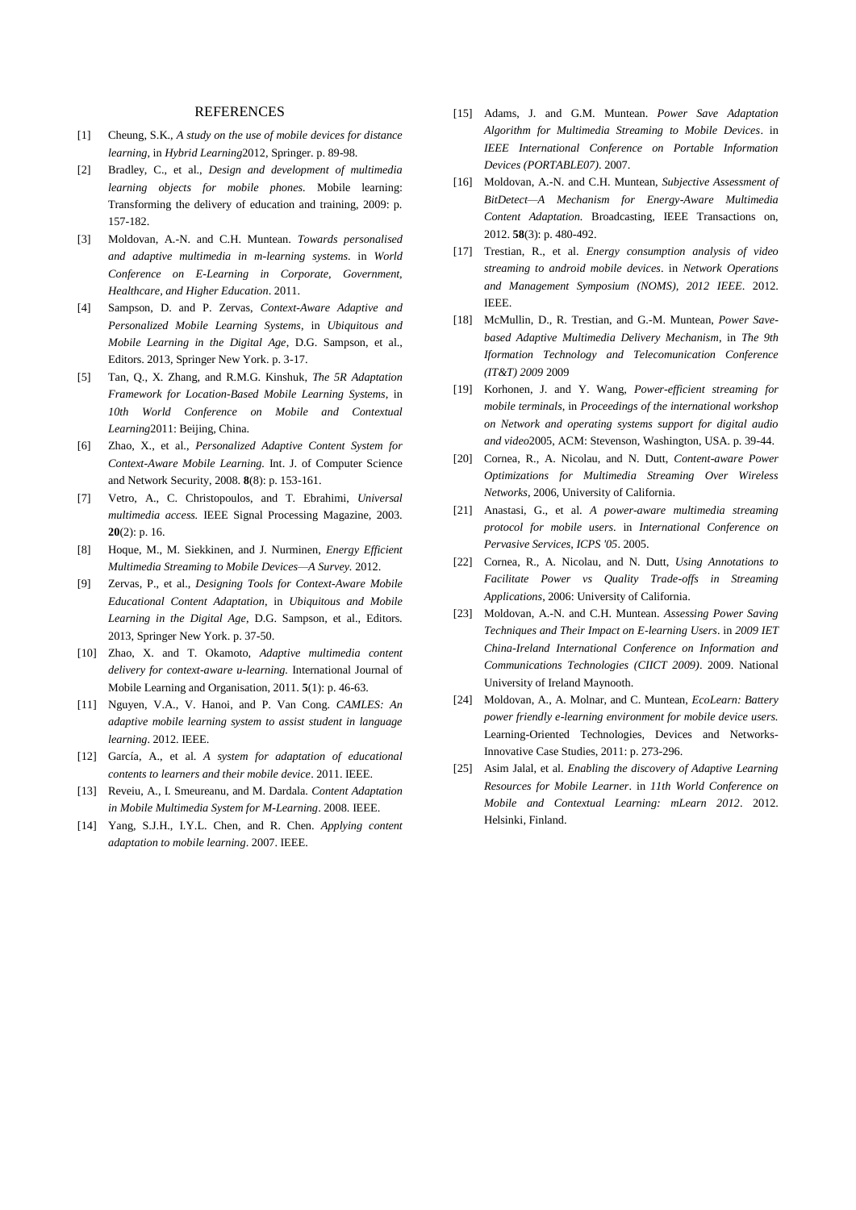## REFERENCES

[1] Cheung, S.K., *A study on the use of mobile devices for distance learning*, in *Hybrid Learning*2012, Springer. p. 89-98.

[2] Bradley, C., et al., *Design and development of multimedia learning objects for mobile phones.* Mobile learning: Transforming the delivery of education and training, 2009: p. 157-182.

[3] Moldovan, A.-N. and C.H. Muntean. *Towards personalised and adaptive multimedia in m-learning systems*. in *World Conference on E-Learning in Corporate, Government, Healthcare, and Higher Education*. 2011.

[4] Sampson, D. and P. Zervas, *Context-Aware Adaptive and Personalized Mobile Learning Systems*, in *Ubiquitous and Mobile Learning in the Digital Age*, D.G. Sampson, et al., Editors. 2013, Springer New York. p. 3-17.

[5] Tan, Q., X. Zhang, and R.M.G. Kinshuk, *The 5R Adaptation Framework for Location-Based Mobile Learning Systems*, in *10th World Conference on Mobile and Contextual Learning*2011: Beijing, China.

[6] Zhao, X., et al., *Personalized Adaptive Content System for Context-Aware Mobile Learning.* Int. J. of Computer Science and Network Security, 2008. **8**(8): p. 153-161.

[7] Vetro, A., C. Christopoulos, and T. Ebrahimi, *Universal multimedia access.* IEEE Signal Processing Magazine, 2003. **20**(2): p. 16.

[8] Hoque, M., M. Siekkinen, and J. Nurminen, *Energy Efficient Multimedia Streaming to Mobile Devices—A Survey.* 2012.

[9] Zervas, P., et al., *Designing Tools for Context-Aware Mobile Educational Content Adaptation*, in *Ubiquitous and Mobile Learning in the Digital Age*, D.G. Sampson, et al., Editors. 2013, Springer New York. p. 37-50.

[10] Zhao, X. and T. Okamoto, *Adaptive multimedia content delivery for context-aware u-learning.* International Journal of Mobile Learning and Organisation, 2011. **5**(1): p. 46-63.

[11] Nguyen, V.A., V. Hanoi, and P. Van Cong. *CAMLES: An adaptive mobile learning system to assist student in language learning*. 2012. IEEE.

[12] García, A., et al. *A system for adaptation of educational contents to learners and their mobile device*. 2011. IEEE.

[13] Reveiu, A., I. Smeureanu, and M. Dardala. *Content Adaptation in Mobile Multimedia System for M-Learning*. 2008. IEEE.

[14] Yang, S.J.H., I.Y.L. Chen, and R. Chen. *Applying content adaptation to mobile learning*. 2007. IEEE.

[15] Adams, J. and G.M. Muntean. *Power Save Adaptation Algorithm for Multimedia Streaming to Mobile Devices*. in *IEEE International Conference on Portable Information Devices (PORTABLE07)*. 2007.

[16] Moldovan, A.-N. and C.H. Muntean, *Subjective Assessment of BitDetect—A Mechanism for Energy-Aware Multimedia Content Adaptation.* Broadcasting, IEEE Transactions on, 2012. **58**(3): p. 480-492.

[17] Trestian, R., et al. *Energy consumption analysis of video streaming to android mobile devices*. in *Network Operations and Management Symposium (NOMS), 2012 IEEE*. 2012. IEEE.

[18] McMullin, D., R. Trestian, and G.-M. Muntean, *Power Save-based Adaptive Multimedia Delivery Mechanism*, in *The 9th Iformation Technology and Telecomunication Conference (IT&T) 2009* 2009

[19] Korhonen, J. and Y. Wang, *Power-efficient streaming for mobile terminals*, in *Proceedings of the international workshop on Network and operating systems support for digital audio and video*2005, ACM: Stevenson, Washington, USA. p. 39-44.

[20] Cornea, R., A. Nicolau, and N. Dutt, *Content-aware Power Optimizations for Multimedia Streaming Over Wireless Networks*, 2006, University of California.

[21] Anastasi, G., et al. *A power-aware multimedia streaming protocol for mobile users*. in *International Conference on Pervasive Services, ICPS '05*. 2005.

[22] Cornea, R., A. Nicolau, and N. Dutt, *Using Annotations to Facilitate Power vs Quality Trade-offs in Streaming Applications*, 2006: University of California.

[23] Moldovan, A.-N. and C.H. Muntean. *Assessing Power Saving Techniques and Their Impact on E-learning Users*. in *2009 IET China-Ireland International Conference on Information and Communications Technologies (CIICT 2009)*. 2009. National University of Ireland Maynooth.

[24] Moldovan, A., A. Molnar, and C. Muntean, *EcoLearn: Battery power friendly e-learning environment for mobile device users.* Learning-Oriented Technologies, Devices and Networks-Innovative Case Studies, 2011: p. 273-296.

[25] Asim Jalal, et al. *Enabling the discovery of Adaptive Learning Resources for Mobile Learner*. in *11th World Conference on Mobile and Contextual Learning: mLearn 2012*. 2012. Helsinki, Finland.